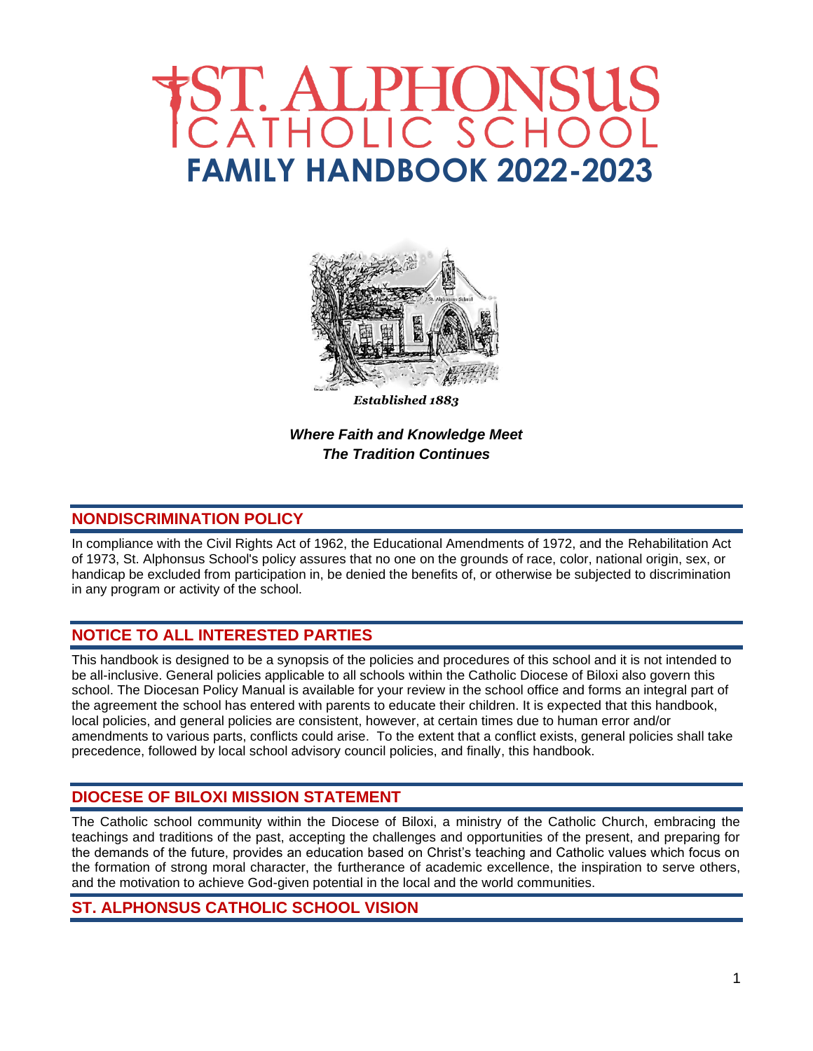# ST. ALPHONSUS CATHOLIC SCHOOL

# FAMILY HANDBOOK 2022-2023

*Established 1883*

***Where Faith and Knowledge Meet***
***The Tradition Continues***

## NONDISCRIMINATION POLICY

In compliance with the Civil Rights Act of 1962, the Educational Amendments of 1972, and the Rehabilitation Act of 1973, St. Alphonsus School's policy assures that no one on the grounds of race, color, national origin, sex, or handicap be excluded from participation in, be denied the benefits of, or otherwise be subjected to discrimination in any program or activity of the school.

## NOTICE TO ALL INTERESTED PARTIES

This handbook is designed to be a synopsis of the policies and procedures of this school and it is not intended to be all-inclusive. General policies applicable to all schools within the Catholic Diocese of Biloxi also govern this school. The Diocesan Policy Manual is available for your review in the school office and forms an integral part of the agreement the school has entered with parents to educate their children. It is expected that this handbook, local policies, and general policies are consistent, however, at certain times due to human error and/or amendments to various parts, conflicts could arise. To the extent that a conflict exists, general policies shall take precedence, followed by local school advisory council policies, and finally, this handbook.

## DIOCESE OF BILOXI MISSION STATEMENT

The Catholic school community within the Diocese of Biloxi, a ministry of the Catholic Church, embracing the teachings and traditions of the past, accepting the challenges and opportunities of the present, and preparing for the demands of the future, provides an education based on Christ's teaching and Catholic values which focus on the formation of strong moral character, the furtherance of academic excellence, the inspiration to serve others, and the motivation to achieve God-given potential in the local and the world communities.

## ST. ALPHONSUS CATHOLIC SCHOOL VISION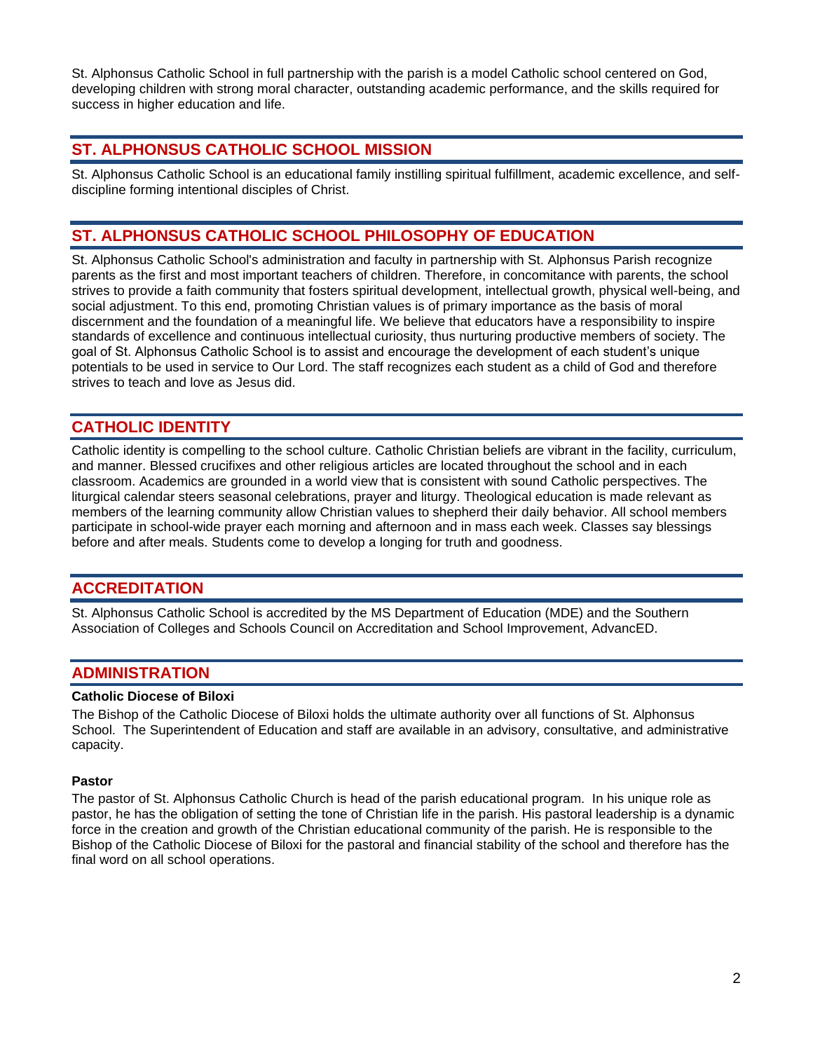St. Alphonsus Catholic School in full partnership with the parish is a model Catholic school centered on God, developing children with strong moral character, outstanding academic performance, and the skills required for success in higher education and life.

## ST. ALPHONSUS CATHOLIC SCHOOL MISSION

St. Alphonsus Catholic School is an educational family instilling spiritual fulfillment, academic excellence, and self-discipline forming intentional disciples of Christ.

## ST. ALPHONSUS CATHOLIC SCHOOL PHILOSOPHY OF EDUCATION

St. Alphonsus Catholic School's administration and faculty in partnership with St. Alphonsus Parish recognize parents as the first and most important teachers of children. Therefore, in concomitance with parents, the school strives to provide a faith community that fosters spiritual development, intellectual growth, physical well-being, and social adjustment. To this end, promoting Christian values is of primary importance as the basis of moral discernment and the foundation of a meaningful life. We believe that educators have a responsibility to inspire standards of excellence and continuous intellectual curiosity, thus nurturing productive members of society. The goal of St. Alphonsus Catholic School is to assist and encourage the development of each student's unique potentials to be used in service to Our Lord. The staff recognizes each student as a child of God and therefore strives to teach and love as Jesus did.

## CATHOLIC IDENTITY

Catholic identity is compelling to the school culture. Catholic Christian beliefs are vibrant in the facility, curriculum, and manner. Blessed crucifixes and other religious articles are located throughout the school and in each classroom. Academics are grounded in a world view that is consistent with sound Catholic perspectives. The liturgical calendar steers seasonal celebrations, prayer and liturgy. Theological education is made relevant as members of the learning community allow Christian values to shepherd their daily behavior. All school members participate in school-wide prayer each morning and afternoon and in mass each week. Classes say blessings before and after meals. Students come to develop a longing for truth and goodness.

## ACCREDITATION

St. Alphonsus Catholic School is accredited by the MS Department of Education (MDE) and the Southern Association of Colleges and Schools Council on Accreditation and School Improvement, AdvancED.

## ADMINISTRATION

**Catholic Diocese of Biloxi**

The Bishop of the Catholic Diocese of Biloxi holds the ultimate authority over all functions of St. Alphonsus School. The Superintendent of Education and staff are available in an advisory, consultative, and administrative capacity.

**Pastor**

The pastor of St. Alphonsus Catholic Church is head of the parish educational program. In his unique role as pastor, he has the obligation of setting the tone of Christian life in the parish. His pastoral leadership is a dynamic force in the creation and growth of the Christian educational community of the parish. He is responsible to the Bishop of the Catholic Diocese of Biloxi for the pastoral and financial stability of the school and therefore has the final word on all school operations.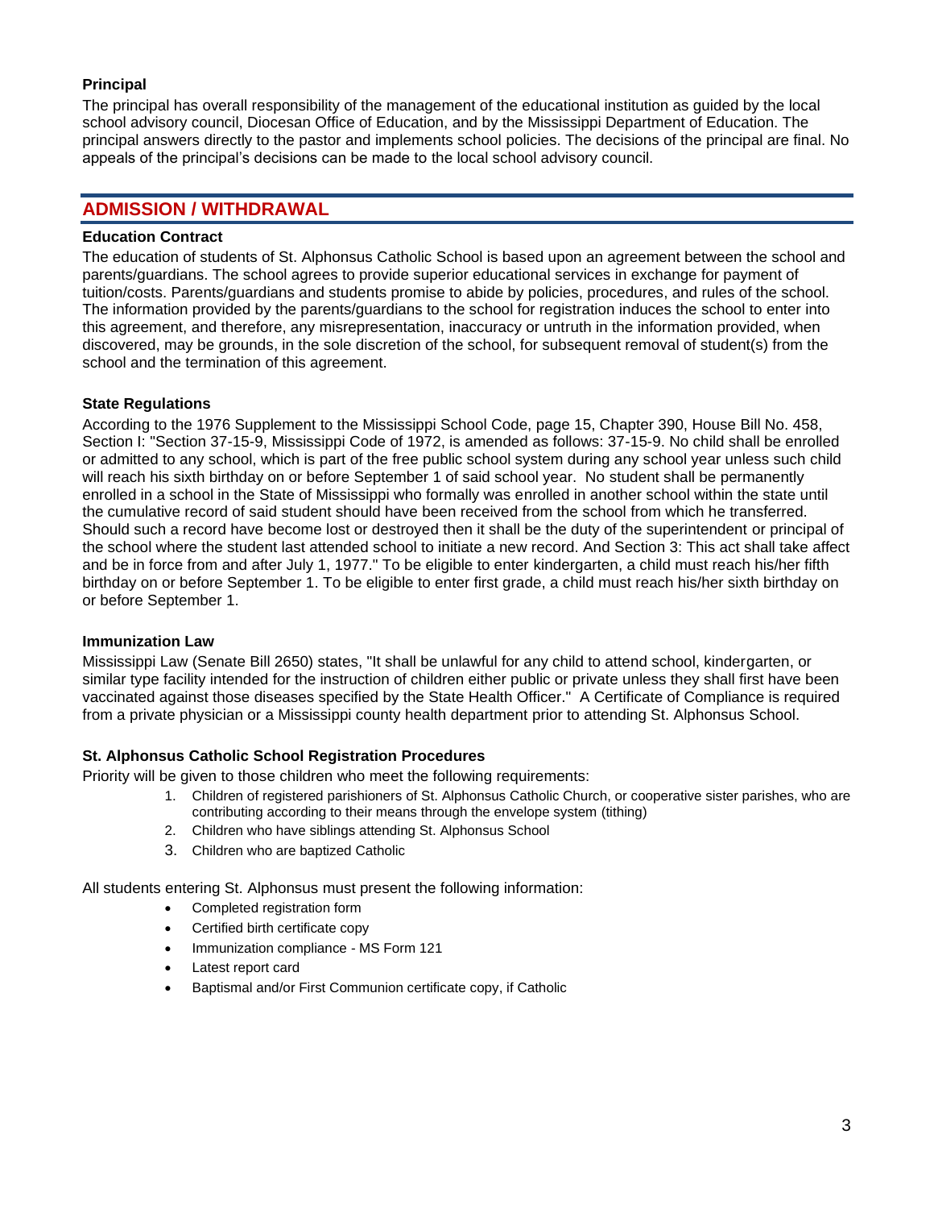### Principal

The principal has overall responsibility of the management of the educational institution as guided by the local school advisory council, Diocesan Office of Education, and by the Mississippi Department of Education. The principal answers directly to the pastor and implements school policies. The decisions of the principal are final. No appeals of the principal's decisions can be made to the local school advisory council.

## ADMISSION / WITHDRAWAL

### Education Contract

The education of students of St. Alphonsus Catholic School is based upon an agreement between the school and parents/guardians. The school agrees to provide superior educational services in exchange for payment of tuition/costs. Parents/guardians and students promise to abide by policies, procedures, and rules of the school. The information provided by the parents/guardians to the school for registration induces the school to enter into this agreement, and therefore, any misrepresentation, inaccuracy or untruth in the information provided, when discovered, may be grounds, in the sole discretion of the school, for subsequent removal of student(s) from the school and the termination of this agreement.

### State Regulations

According to the 1976 Supplement to the Mississippi School Code, page 15, Chapter 390, House Bill No. 458, Section I: "Section 37-15-9, Mississippi Code of 1972, is amended as follows: 37-15-9. No child shall be enrolled or admitted to any school, which is part of the free public school system during any school year unless such child will reach his sixth birthday on or before September 1 of said school year. No student shall be permanently enrolled in a school in the State of Mississippi who formally was enrolled in another school within the state until the cumulative record of said student should have been received from the school from which he transferred. Should such a record have become lost or destroyed then it shall be the duty of the superintendent or principal of the school where the student last attended school to initiate a new record. And Section 3: This act shall take affect and be in force from and after July 1, 1977." To be eligible to enter kindergarten, a child must reach his/her fifth birthday on or before September 1. To be eligible to enter first grade, a child must reach his/her sixth birthday on or before September 1.

### Immunization Law

Mississippi Law (Senate Bill 2650) states, "It shall be unlawful for any child to attend school, kindergarten, or similar type facility intended for the instruction of children either public or private unless they shall first have been vaccinated against those diseases specified by the State Health Officer." A Certificate of Compliance is required from a private physician or a Mississippi county health department prior to attending St. Alphonsus School.

### St. Alphonsus Catholic School Registration Procedures

Priority will be given to those children who meet the following requirements:

1. Children of registered parishioners of St. Alphonsus Catholic Church, or cooperative sister parishes, who are contributing according to their means through the envelope system (tithing)
2. Children who have siblings attending St. Alphonsus School
3. Children who are baptized Catholic

All students entering St. Alphonsus must present the following information:

- Completed registration form
- Certified birth certificate copy
- Immunization compliance - MS Form 121
- Latest report card
- Baptismal and/or First Communion certificate copy, if Catholic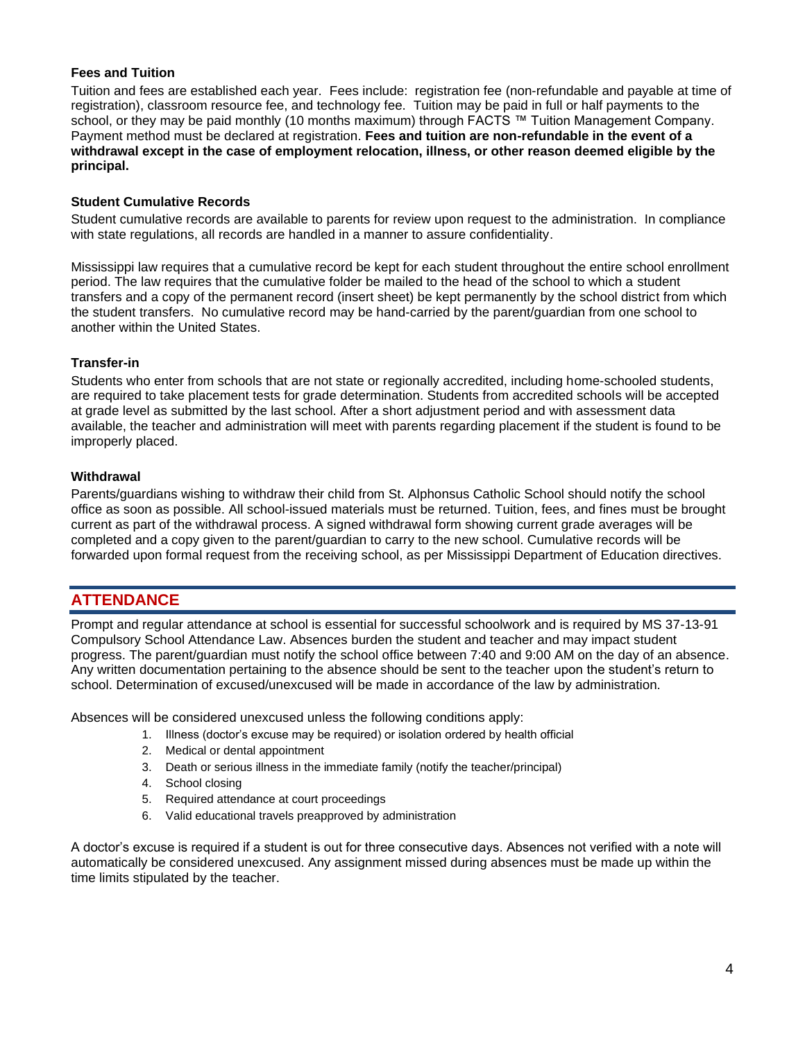### Fees and Tuition

Tuition and fees are established each year. Fees include: registration fee (non-refundable and payable at time of registration), classroom resource fee, and technology fee. Tuition may be paid in full or half payments to the school, or they may be paid monthly (10 months maximum) through FACTS ™ Tuition Management Company. Payment method must be declared at registration. **Fees and tuition are non-refundable in the event of a withdrawal except in the case of employment relocation, illness, or other reason deemed eligible by the principal.**

### Student Cumulative Records

Student cumulative records are available to parents for review upon request to the administration. In compliance with state regulations, all records are handled in a manner to assure confidentiality.

Mississippi law requires that a cumulative record be kept for each student throughout the entire school enrollment period. The law requires that the cumulative folder be mailed to the head of the school to which a student transfers and a copy of the permanent record (insert sheet) be kept permanently by the school district from which the student transfers. No cumulative record may be hand-carried by the parent/guardian from one school to another within the United States.

### Transfer-in

Students who enter from schools that are not state or regionally accredited, including home-schooled students, are required to take placement tests for grade determination. Students from accredited schools will be accepted at grade level as submitted by the last school. After a short adjustment period and with assessment data available, the teacher and administration will meet with parents regarding placement if the student is found to be improperly placed.

### Withdrawal

Parents/guardians wishing to withdraw their child from St. Alphonsus Catholic School should notify the school office as soon as possible. All school-issued materials must be returned. Tuition, fees, and fines must be brought current as part of the withdrawal process. A signed withdrawal form showing current grade averages will be completed and a copy given to the parent/guardian to carry to the new school. Cumulative records will be forwarded upon formal request from the receiving school, as per Mississippi Department of Education directives.

## ATTENDANCE

Prompt and regular attendance at school is essential for successful schoolwork and is required by MS 37-13-91 Compulsory School Attendance Law. Absences burden the student and teacher and may impact student progress. The parent/guardian must notify the school office between 7:40 and 9:00 AM on the day of an absence. Any written documentation pertaining to the absence should be sent to the teacher upon the student's return to school. Determination of excused/unexcused will be made in accordance of the law by administration.

Absences will be considered unexcused unless the following conditions apply:

1. Illness (doctor's excuse may be required) or isolation ordered by health official
2. Medical or dental appointment
3. Death or serious illness in the immediate family (notify the teacher/principal)
4. School closing
5. Required attendance at court proceedings
6. Valid educational travels preapproved by administration

A doctor's excuse is required if a student is out for three consecutive days. Absences not verified with a note will automatically be considered unexcused. Any assignment missed during absences must be made up within the time limits stipulated by the teacher.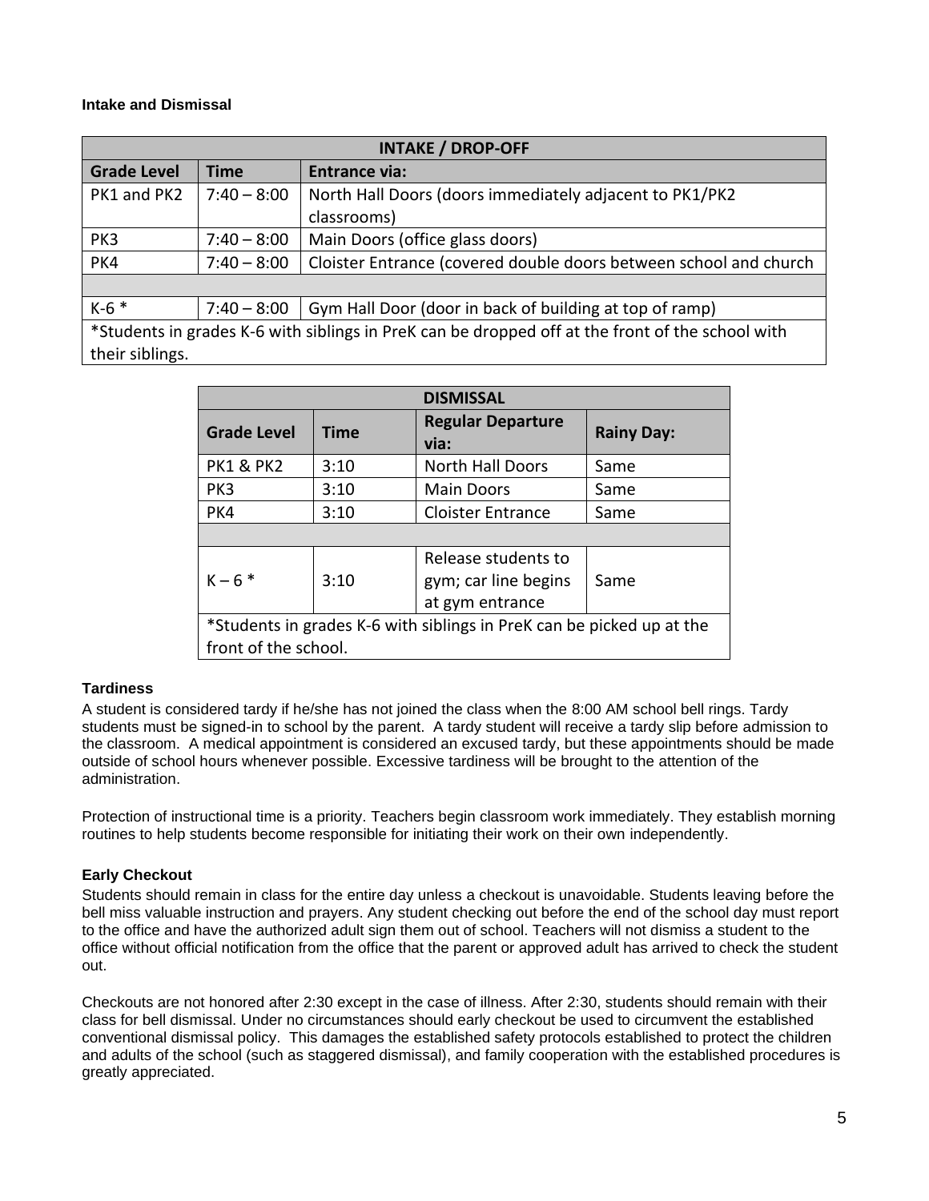### Intake and Dismissal

| INTAKE / DROP-OFF | | |
|---|---|---|
| **Grade Level** | **Time** | **Entrance via:** |
| PK1 and PK2 | 7:40 – 8:00 | North Hall Doors (doors immediately adjacent to PK1/PK2 classrooms) |
| PK3 | 7:40 – 8:00 | Main Doors (office glass doors) |
| PK4 | 7:40 – 8:00 | Cloister Entrance (covered double doors between school and church |
| | | |
| K-6 * | 7:40 – 8:00 | Gym Hall Door (door in back of building at top of ramp) |
| *Students in grades K-6 with siblings in PreK can be dropped off at the front of the school with their siblings. | | |

| DISMISSAL | | | |
|---|---|---|---|
| **Grade Level** | **Time** | **Regular Departure via:** | **Rainy Day:** |
| PK1 & PK2 | 3:10 | North Hall Doors | Same |
| PK3 | 3:10 | Main Doors | Same |
| PK4 | 3:10 | Cloister Entrance | Same |
| | | | |
| K – 6 * | 3:10 | Release students to gym; car line begins at gym entrance | Same |
| *Students in grades K-6 with siblings in PreK can be picked up at the front of the school. | | | |

### Tardiness

A student is considered tardy if he/she has not joined the class when the 8:00 AM school bell rings. Tardy students must be signed-in to school by the parent. A tardy student will receive a tardy slip before admission to the classroom. A medical appointment is considered an excused tardy, but these appointments should be made outside of school hours whenever possible. Excessive tardiness will be brought to the attention of the administration.

Protection of instructional time is a priority. Teachers begin classroom work immediately. They establish morning routines to help students become responsible for initiating their work on their own independently.

### Early Checkout

Students should remain in class for the entire day unless a checkout is unavoidable. Students leaving before the bell miss valuable instruction and prayers. Any student checking out before the end of the school day must report to the office and have the authorized adult sign them out of school. Teachers will not dismiss a student to the office without official notification from the office that the parent or approved adult has arrived to check the student out.

Checkouts are not honored after 2:30 except in the case of illness. After 2:30, students should remain with their class for bell dismissal. Under no circumstances should early checkout be used to circumvent the established conventional dismissal policy. This damages the established safety protocols established to protect the children and adults of the school (such as staggered dismissal), and family cooperation with the established procedures is greatly appreciated.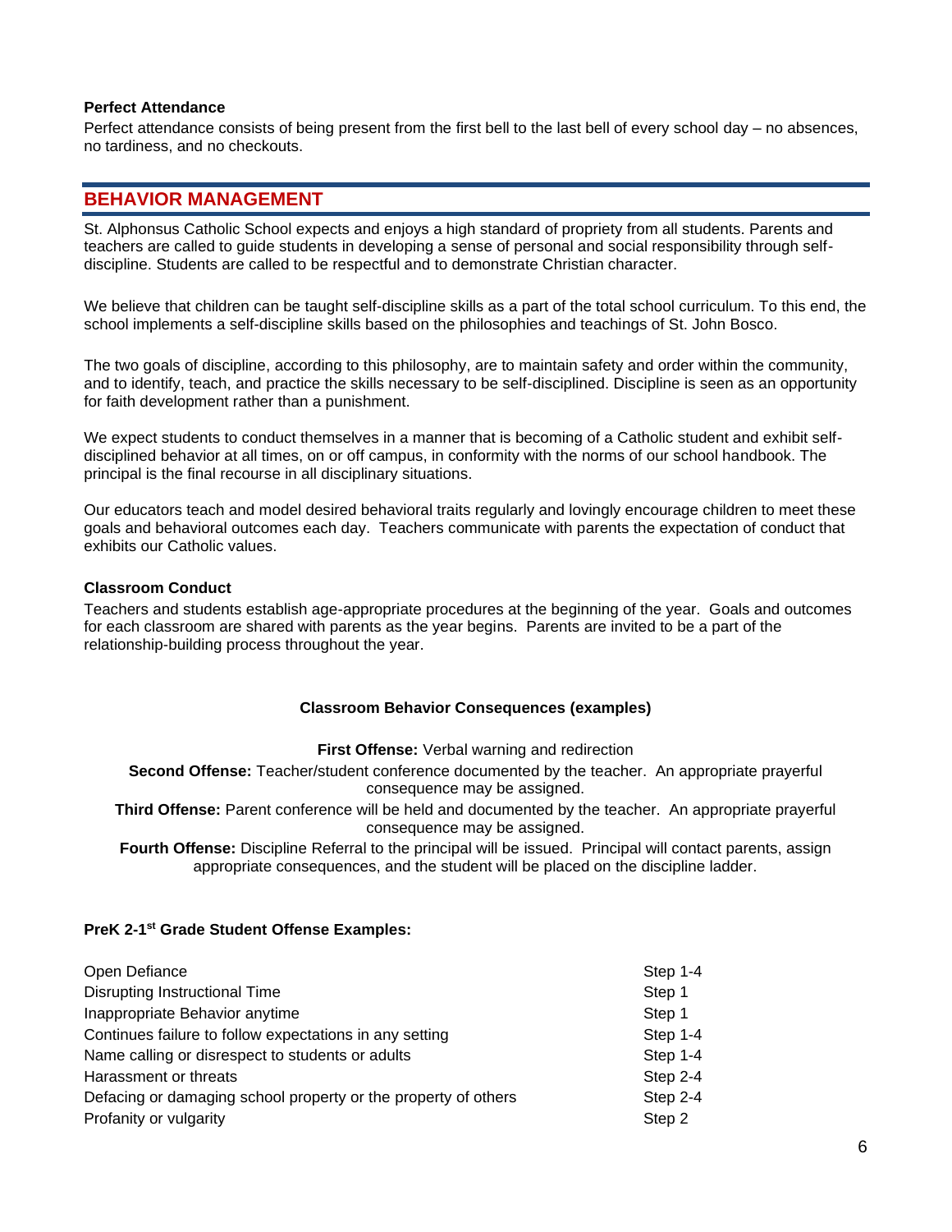**Perfect Attendance**

Perfect attendance consists of being present from the first bell to the last bell of every school day – no absences, no tardiness, and no checkouts.

## BEHAVIOR MANAGEMENT

St. Alphonsus Catholic School expects and enjoys a high standard of propriety from all students. Parents and teachers are called to guide students in developing a sense of personal and social responsibility through self-discipline. Students are called to be respectful and to demonstrate Christian character.

We believe that children can be taught self-discipline skills as a part of the total school curriculum. To this end, the school implements a self-discipline skills based on the philosophies and teachings of St. John Bosco.

The two goals of discipline, according to this philosophy, are to maintain safety and order within the community, and to identify, teach, and practice the skills necessary to be self-disciplined. Discipline is seen as an opportunity for faith development rather than a punishment.

We expect students to conduct themselves in a manner that is becoming of a Catholic student and exhibit self-disciplined behavior at all times, on or off campus, in conformity with the norms of our school handbook. The principal is the final recourse in all disciplinary situations.

Our educators teach and model desired behavioral traits regularly and lovingly encourage children to meet these goals and behavioral outcomes each day. Teachers communicate with parents the expectation of conduct that exhibits our Catholic values.

**Classroom Conduct**

Teachers and students establish age-appropriate procedures at the beginning of the year. Goals and outcomes for each classroom are shared with parents as the year begins. Parents are invited to be a part of the relationship-building process throughout the year.

**Classroom Behavior Consequences (examples)**

**First Offense:** Verbal warning and redirection

**Second Offense:** Teacher/student conference documented by the teacher. An appropriate prayerful consequence may be assigned.

**Third Offense:** Parent conference will be held and documented by the teacher. An appropriate prayerful consequence may be assigned.

**Fourth Offense:** Discipline Referral to the principal will be issued. Principal will contact parents, assign appropriate consequences, and the student will be placed on the discipline ladder.

**PreK 2-1st Grade Student Offense Examples:**

| Offense | Step |
|---|---|
| Open Defiance | Step 1-4 |
| Disrupting Instructional Time | Step 1 |
| Inappropriate Behavior anytime | Step 1 |
| Continues failure to follow expectations in any setting | Step 1-4 |
| Name calling or disrespect to students or adults | Step 1-4 |
| Harassment or threats | Step 2-4 |
| Defacing or damaging school property or the property of others | Step 2-4 |
| Profanity or vulgarity | Step 2 |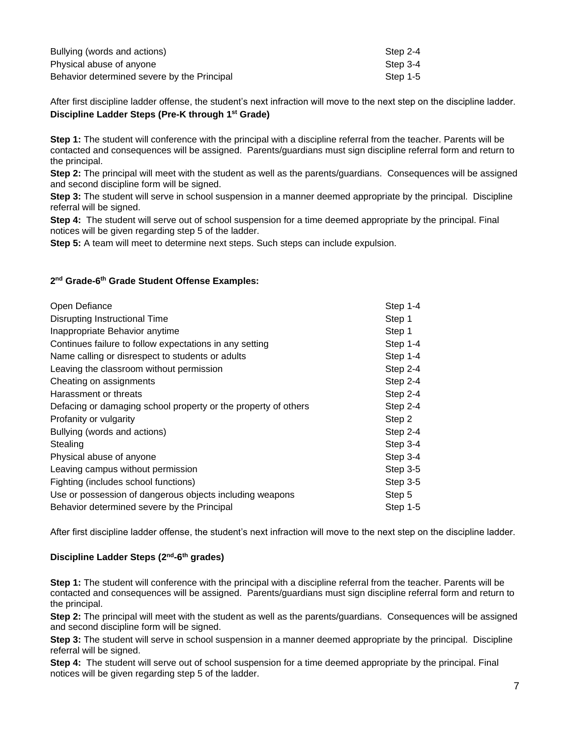| | |
|---|---|
| Bullying (words and actions) | Step 2-4 |
| Physical abuse of anyone | Step 3-4 |
| Behavior determined severe by the Principal | Step 1-5 |

After first discipline ladder offense, the student's next infraction will move to the next step on the discipline ladder.

**Discipline Ladder Steps (Pre-K through 1st Grade)**

**Step 1:** The student will conference with the principal with a discipline referral from the teacher. Parents will be contacted and consequences will be assigned. Parents/guardians must sign discipline referral form and return to the principal.

**Step 2:** The principal will meet with the student as well as the parents/guardians. Consequences will be assigned and second discipline form will be signed.

**Step 3:** The student will serve in school suspension in a manner deemed appropriate by the principal. Discipline referral will be signed.

**Step 4:** The student will serve out of school suspension for a time deemed appropriate by the principal. Final notices will be given regarding step 5 of the ladder.

**Step 5:** A team will meet to determine next steps. Such steps can include expulsion.

**2nd Grade-6th Grade Student Offense Examples:**

| | |
|---|---|
| Open Defiance | Step 1-4 |
| Disrupting Instructional Time | Step 1 |
| Inappropriate Behavior anytime | Step 1 |
| Continues failure to follow expectations in any setting | Step 1-4 |
| Name calling or disrespect to students or adults | Step 1-4 |
| Leaving the classroom without permission | Step 2-4 |
| Cheating on assignments | Step 2-4 |
| Harassment or threats | Step 2-4 |
| Defacing or damaging school property or the property of others | Step 2-4 |
| Profanity or vulgarity | Step 2 |
| Bullying (words and actions) | Step 2-4 |
| Stealing | Step 3-4 |
| Physical abuse of anyone | Step 3-4 |
| Leaving campus without permission | Step 3-5 |
| Fighting (includes school functions) | Step 3-5 |
| Use or possession of dangerous objects including weapons | Step 5 |
| Behavior determined severe by the Principal | Step 1-5 |

After first discipline ladder offense, the student's next infraction will move to the next step on the discipline ladder.

**Discipline Ladder Steps (2nd-6th grades)**

**Step 1:** The student will conference with the principal with a discipline referral from the teacher. Parents will be contacted and consequences will be assigned. Parents/guardians must sign discipline referral form and return to the principal.

**Step 2:** The principal will meet with the student as well as the parents/guardians. Consequences will be assigned and second discipline form will be signed.

**Step 3:** The student will serve in school suspension in a manner deemed appropriate by the principal. Discipline referral will be signed.

**Step 4:** The student will serve out of school suspension for a time deemed appropriate by the principal. Final notices will be given regarding step 5 of the ladder.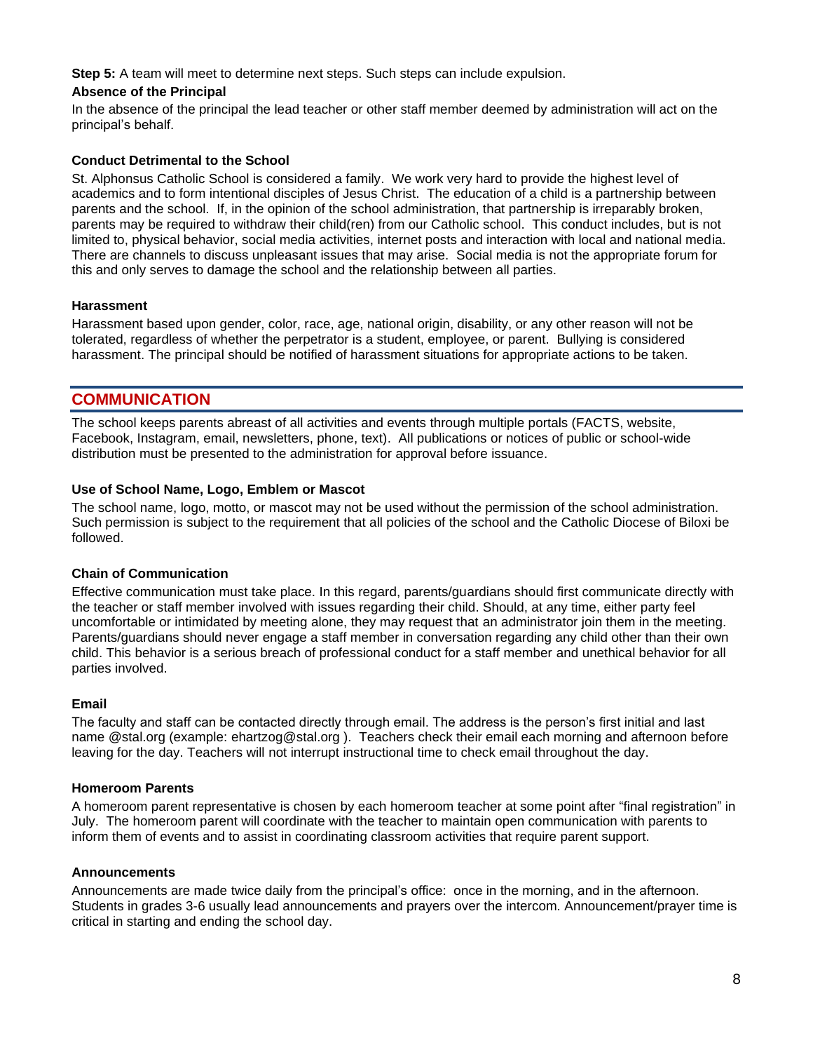**Step 5:** A team will meet to determine next steps. Such steps can include expulsion.

### Absence of the Principal

In the absence of the principal the lead teacher or other staff member deemed by administration will act on the principal's behalf.

### Conduct Detrimental to the School

St. Alphonsus Catholic School is considered a family. We work very hard to provide the highest level of academics and to form intentional disciples of Jesus Christ. The education of a child is a partnership between parents and the school. If, in the opinion of the school administration, that partnership is irreparably broken, parents may be required to withdraw their child(ren) from our Catholic school. This conduct includes, but is not limited to, physical behavior, social media activities, internet posts and interaction with local and national media. There are channels to discuss unpleasant issues that may arise. Social media is not the appropriate forum for this and only serves to damage the school and the relationship between all parties.

### Harassment

Harassment based upon gender, color, race, age, national origin, disability, or any other reason will not be tolerated, regardless of whether the perpetrator is a student, employee, or parent. Bullying is considered harassment. The principal should be notified of harassment situations for appropriate actions to be taken.

## COMMUNICATION

The school keeps parents abreast of all activities and events through multiple portals (FACTS, website, Facebook, Instagram, email, newsletters, phone, text). All publications or notices of public or school-wide distribution must be presented to the administration for approval before issuance.

### Use of School Name, Logo, Emblem or Mascot

The school name, logo, motto, or mascot may not be used without the permission of the school administration. Such permission is subject to the requirement that all policies of the school and the Catholic Diocese of Biloxi be followed.

### Chain of Communication

Effective communication must take place. In this regard, parents/guardians should first communicate directly with the teacher or staff member involved with issues regarding their child. Should, at any time, either party feel uncomfortable or intimidated by meeting alone, they may request that an administrator join them in the meeting. Parents/guardians should never engage a staff member in conversation regarding any child other than their own child. This behavior is a serious breach of professional conduct for a staff member and unethical behavior for all parties involved.

### Email

The faculty and staff can be contacted directly through email. The address is the person's first initial and last name @stal.org (example: ehartzog@stal.org ). Teachers check their email each morning and afternoon before leaving for the day. Teachers will not interrupt instructional time to check email throughout the day.

### Homeroom Parents

A homeroom parent representative is chosen by each homeroom teacher at some point after "final registration" in July. The homeroom parent will coordinate with the teacher to maintain open communication with parents to inform them of events and to assist in coordinating classroom activities that require parent support.

### Announcements

Announcements are made twice daily from the principal's office: once in the morning, and in the afternoon. Students in grades 3-6 usually lead announcements and prayers over the intercom. Announcement/prayer time is critical in starting and ending the school day.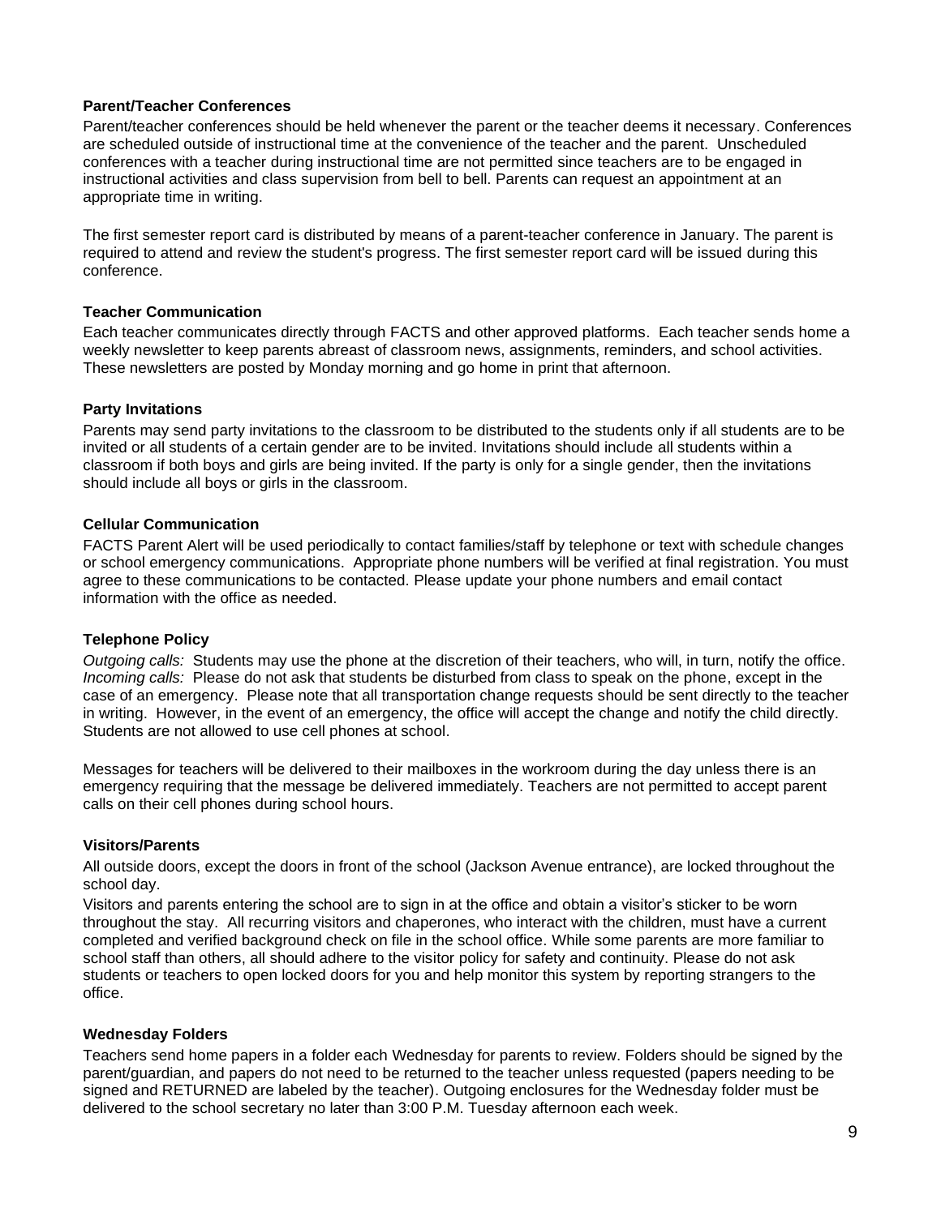### Parent/Teacher Conferences

Parent/teacher conferences should be held whenever the parent or the teacher deems it necessary. Conferences are scheduled outside of instructional time at the convenience of the teacher and the parent. Unscheduled conferences with a teacher during instructional time are not permitted since teachers are to be engaged in instructional activities and class supervision from bell to bell. Parents can request an appointment at an appropriate time in writing.

The first semester report card is distributed by means of a parent-teacher conference in January. The parent is required to attend and review the student's progress. The first semester report card will be issued during this conference.

### Teacher Communication

Each teacher communicates directly through FACTS and other approved platforms. Each teacher sends home a weekly newsletter to keep parents abreast of classroom news, assignments, reminders, and school activities. These newsletters are posted by Monday morning and go home in print that afternoon.

### Party Invitations

Parents may send party invitations to the classroom to be distributed to the students only if all students are to be invited or all students of a certain gender are to be invited. Invitations should include all students within a classroom if both boys and girls are being invited. If the party is only for a single gender, then the invitations should include all boys or girls in the classroom.

### Cellular Communication

FACTS Parent Alert will be used periodically to contact families/staff by telephone or text with schedule changes or school emergency communications. Appropriate phone numbers will be verified at final registration. You must agree to these communications to be contacted. Please update your phone numbers and email contact information with the office as needed.

### Telephone Policy

*Outgoing calls:* Students may use the phone at the discretion of their teachers, who will, in turn, notify the office.
*Incoming calls:* Please do not ask that students be disturbed from class to speak on the phone, except in the case of an emergency. Please note that all transportation change requests should be sent directly to the teacher in writing. However, in the event of an emergency, the office will accept the change and notify the child directly. Students are not allowed to use cell phones at school.

Messages for teachers will be delivered to their mailboxes in the workroom during the day unless there is an emergency requiring that the message be delivered immediately. Teachers are not permitted to accept parent calls on their cell phones during school hours.

### Visitors/Parents

All outside doors, except the doors in front of the school (Jackson Avenue entrance), are locked throughout the school day.
Visitors and parents entering the school are to sign in at the office and obtain a visitor's sticker to be worn throughout the stay. All recurring visitors and chaperones, who interact with the children, must have a current completed and verified background check on file in the school office. While some parents are more familiar to school staff than others, all should adhere to the visitor policy for safety and continuity. Please do not ask students or teachers to open locked doors for you and help monitor this system by reporting strangers to the office.

### Wednesday Folders

Teachers send home papers in a folder each Wednesday for parents to review. Folders should be signed by the parent/guardian, and papers do not need to be returned to the teacher unless requested (papers needing to be signed and RETURNED are labeled by the teacher). Outgoing enclosures for the Wednesday folder must be delivered to the school secretary no later than 3:00 P.M. Tuesday afternoon each week.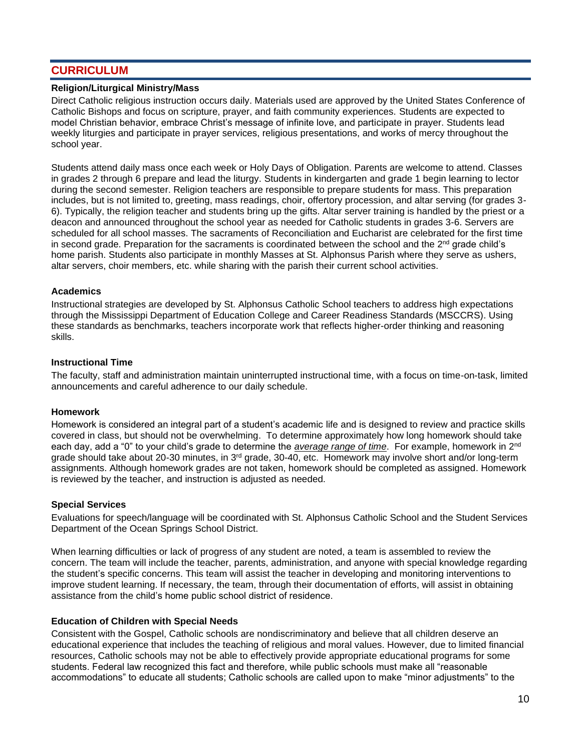## CURRICULUM

### Religion/Liturgical Ministry/Mass

Direct Catholic religious instruction occurs daily. Materials used are approved by the United States Conference of Catholic Bishops and focus on scripture, prayer, and faith community experiences. Students are expected to model Christian behavior, embrace Christ's message of infinite love, and participate in prayer. Students lead weekly liturgies and participate in prayer services, religious presentations, and works of mercy throughout the school year.

Students attend daily mass once each week or Holy Days of Obligation. Parents are welcome to attend. Classes in grades 2 through 6 prepare and lead the liturgy. Students in kindergarten and grade 1 begin learning to lector during the second semester. Religion teachers are responsible to prepare students for mass. This preparation includes, but is not limited to, greeting, mass readings, choir, offertory procession, and altar serving (for grades 3-6). Typically, the religion teacher and students bring up the gifts. Altar server training is handled by the priest or a deacon and announced throughout the school year as needed for Catholic students in grades 3-6. Servers are scheduled for all school masses. The sacraments of Reconciliation and Eucharist are celebrated for the first time in second grade. Preparation for the sacraments is coordinated between the school and the 2nd grade child's home parish. Students also participate in monthly Masses at St. Alphonsus Parish where they serve as ushers, altar servers, choir members, etc. while sharing with the parish their current school activities.

### Academics

Instructional strategies are developed by St. Alphonsus Catholic School teachers to address high expectations through the Mississippi Department of Education College and Career Readiness Standards (MSCCRS). Using these standards as benchmarks, teachers incorporate work that reflects higher-order thinking and reasoning skills.

### Instructional Time

The faculty, staff and administration maintain uninterrupted instructional time, with a focus on time-on-task, limited announcements and careful adherence to our daily schedule.

### Homework

Homework is considered an integral part of a student's academic life and is designed to review and practice skills covered in class, but should not be overwhelming. To determine approximately how long homework should take each day, add a "0" to your child's grade to determine the ***average range of time***. For example, homework in 2nd grade should take about 20-30 minutes, in 3rd grade, 30-40, etc. Homework may involve short and/or long-term assignments. Although homework grades are not taken, homework should be completed as assigned. Homework is reviewed by the teacher, and instruction is adjusted as needed.

### Special Services

Evaluations for speech/language will be coordinated with St. Alphonsus Catholic School and the Student Services Department of the Ocean Springs School District.

When learning difficulties or lack of progress of any student are noted, a team is assembled to review the concern. The team will include the teacher, parents, administration, and anyone with special knowledge regarding the student's specific concerns. This team will assist the teacher in developing and monitoring interventions to improve student learning. If necessary, the team, through their documentation of efforts, will assist in obtaining assistance from the child's home public school district of residence.

### Education of Children with Special Needs

Consistent with the Gospel, Catholic schools are nondiscriminatory and believe that all children deserve an educational experience that includes the teaching of religious and moral values. However, due to limited financial resources, Catholic schools may not be able to effectively provide appropriate educational programs for some students. Federal law recognized this fact and therefore, while public schools must make all "reasonable accommodations" to educate all students; Catholic schools are called upon to make "minor adjustments" to the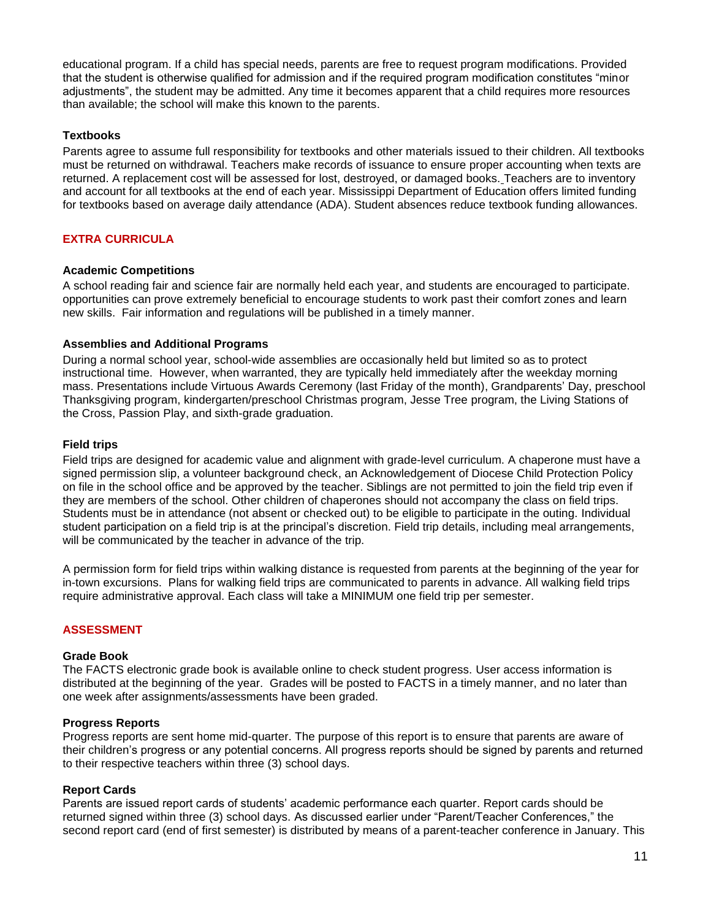educational program. If a child has special needs, parents are free to request program modifications. Provided that the student is otherwise qualified for admission and if the required program modification constitutes "minor adjustments", the student may be admitted. Any time it becomes apparent that a child requires more resources than available; the school will make this known to the parents.

### Textbooks

Parents agree to assume full responsibility for textbooks and other materials issued to their children. All textbooks must be returned on withdrawal. Teachers make records of issuance to ensure proper accounting when texts are returned. A replacement cost will be assessed for lost, destroyed, or damaged books. Teachers are to inventory and account for all textbooks at the end of each year. Mississippi Department of Education offers limited funding for textbooks based on average daily attendance (ADA). Student absences reduce textbook funding allowances.

## EXTRA CURRICULA

### Academic Competitions

A school reading fair and science fair are normally held each year, and students are encouraged to participate. opportunities can prove extremely beneficial to encourage students to work past their comfort zones and learn new skills. Fair information and regulations will be published in a timely manner.

### Assemblies and Additional Programs

During a normal school year, school-wide assemblies are occasionally held but limited so as to protect instructional time. However, when warranted, they are typically held immediately after the weekday morning mass. Presentations include Virtuous Awards Ceremony (last Friday of the month), Grandparents' Day, preschool Thanksgiving program, kindergarten/preschool Christmas program, Jesse Tree program, the Living Stations of the Cross, Passion Play, and sixth-grade graduation.

### Field trips

Field trips are designed for academic value and alignment with grade-level curriculum. A chaperone must have a signed permission slip, a volunteer background check, an Acknowledgement of Diocese Child Protection Policy on file in the school office and be approved by the teacher. Siblings are not permitted to join the field trip even if they are members of the school. Other children of chaperones should not accompany the class on field trips. Students must be in attendance (not absent or checked out) to be eligible to participate in the outing. Individual student participation on a field trip is at the principal's discretion. Field trip details, including meal arrangements, will be communicated by the teacher in advance of the trip.

A permission form for field trips within walking distance is requested from parents at the beginning of the year for in-town excursions. Plans for walking field trips are communicated to parents in advance. All walking field trips require administrative approval. Each class will take a MINIMUM one field trip per semester.

## ASSESSMENT

### Grade Book

The FACTS electronic grade book is available online to check student progress. User access information is distributed at the beginning of the year. Grades will be posted to FACTS in a timely manner, and no later than one week after assignments/assessments have been graded.

### Progress Reports

Progress reports are sent home mid-quarter. The purpose of this report is to ensure that parents are aware of their children's progress or any potential concerns. All progress reports should be signed by parents and returned to their respective teachers within three (3) school days.

### Report Cards

Parents are issued report cards of students' academic performance each quarter. Report cards should be returned signed within three (3) school days. As discussed earlier under "Parent/Teacher Conferences," the second report card (end of first semester) is distributed by means of a parent-teacher conference in January. This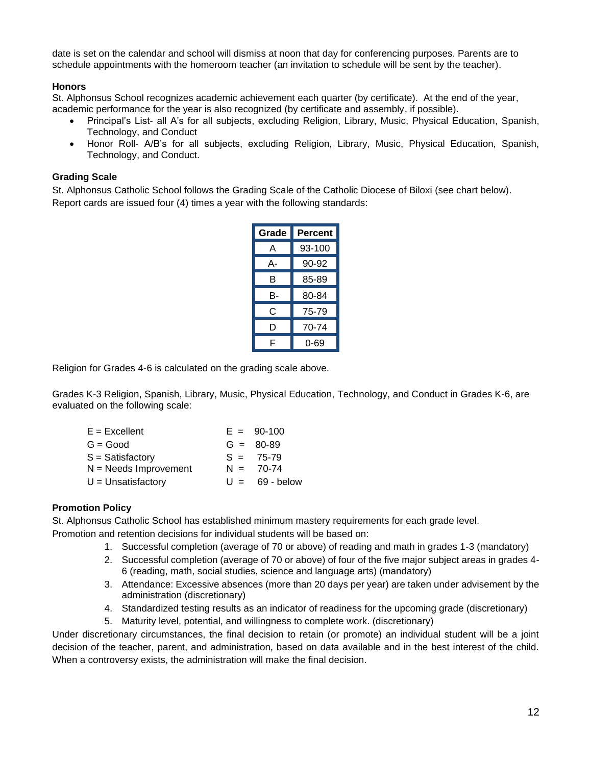date is set on the calendar and school will dismiss at noon that day for conferencing purposes. Parents are to schedule appointments with the homeroom teacher (an invitation to schedule will be sent by the teacher).

**Honors**

St. Alphonsus School recognizes academic achievement each quarter (by certificate). At the end of the year, academic performance for the year is also recognized (by certificate and assembly, if possible).

- Principal's List- all A's for all subjects, excluding Religion, Library, Music, Physical Education, Spanish, Technology, and Conduct
- Honor Roll- A/B's for all subjects, excluding Religion, Library, Music, Physical Education, Spanish, Technology, and Conduct.

**Grading Scale**

St. Alphonsus Catholic School follows the Grading Scale of the Catholic Diocese of Biloxi (see chart below). Report cards are issued four (4) times a year with the following standards:

| Grade | Percent |
|---|---|
| A | 93-100 |
| A- | 90-92 |
| B | 85-89 |
| B- | 80-84 |
| C | 75-79 |
| D | 70-74 |
| F | 0-69 |

Religion for Grades 4-6 is calculated on the grading scale above.

Grades K-3 Religion, Spanish, Library, Music, Physical Education, Technology, and Conduct in Grades K-6, are evaluated on the following scale:

| | |
|---|---|
| E = Excellent | E = 90-100 |
| G = Good | G = 80-89 |
| S = Satisfactory | S = 75-79 |
| N = Needs Improvement | N = 70-74 |
| U = Unsatisfactory | U = 69 - below |

**Promotion Policy**

St. Alphonsus Catholic School has established minimum mastery requirements for each grade level. Promotion and retention decisions for individual students will be based on:

1. Successful completion (average of 70 or above) of reading and math in grades 1-3 (mandatory)
2. Successful completion (average of 70 or above) of four of the five major subject areas in grades 4-6 (reading, math, social studies, science and language arts) (mandatory)
3. Attendance: Excessive absences (more than 20 days per year) are taken under advisement by the administration (discretionary)
4. Standardized testing results as an indicator of readiness for the upcoming grade (discretionary)
5. Maturity level, potential, and willingness to complete work. (discretionary)

Under discretionary circumstances, the final decision to retain (or promote) an individual student will be a joint decision of the teacher, parent, and administration, based on data available and in the best interest of the child. When a controversy exists, the administration will make the final decision.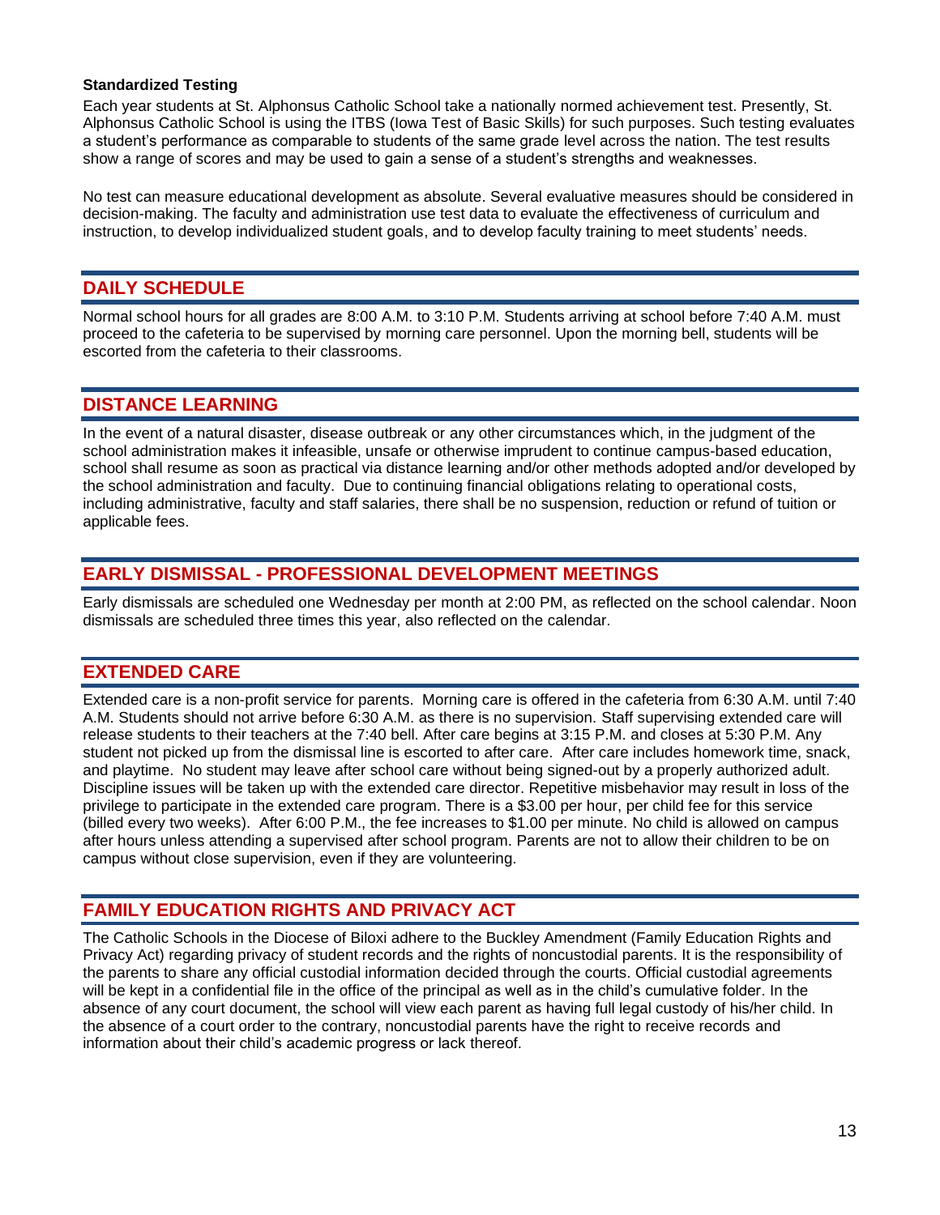**Standardized Testing**

Each year students at St. Alphonsus Catholic School take a nationally normed achievement test. Presently, St. Alphonsus Catholic School is using the ITBS (Iowa Test of Basic Skills) for such purposes. Such testing evaluates a student's performance as comparable to students of the same grade level across the nation. The test results show a range of scores and may be used to gain a sense of a student's strengths and weaknesses.

No test can measure educational development as absolute. Several evaluative measures should be considered in decision-making. The faculty and administration use test data to evaluate the effectiveness of curriculum and instruction, to develop individualized student goals, and to develop faculty training to meet students' needs.

## DAILY SCHEDULE

Normal school hours for all grades are 8:00 A.M. to 3:10 P.M. Students arriving at school before 7:40 A.M. must proceed to the cafeteria to be supervised by morning care personnel. Upon the morning bell, students will be escorted from the cafeteria to their classrooms.

## DISTANCE LEARNING

In the event of a natural disaster, disease outbreak or any other circumstances which, in the judgment of the school administration makes it infeasible, unsafe or otherwise imprudent to continue campus-based education, school shall resume as soon as practical via distance learning and/or other methods adopted and/or developed by the school administration and faculty. Due to continuing financial obligations relating to operational costs, including administrative, faculty and staff salaries, there shall be no suspension, reduction or refund of tuition or applicable fees.

## EARLY DISMISSAL - PROFESSIONAL DEVELOPMENT MEETINGS

Early dismissals are scheduled one Wednesday per month at 2:00 PM, as reflected on the school calendar. Noon dismissals are scheduled three times this year, also reflected on the calendar.

## EXTENDED CARE

Extended care is a non-profit service for parents. Morning care is offered in the cafeteria from 6:30 A.M. until 7:40 A.M. Students should not arrive before 6:30 A.M. as there is no supervision. Staff supervising extended care will release students to their teachers at the 7:40 bell. After care begins at 3:15 P.M. and closes at 5:30 P.M. Any student not picked up from the dismissal line is escorted to after care. After care includes homework time, snack, and playtime. No student may leave after school care without being signed-out by a properly authorized adult. Discipline issues will be taken up with the extended care director. Repetitive misbehavior may result in loss of the privilege to participate in the extended care program. There is a $3.00 per hour, per child fee for this service (billed every two weeks). After 6:00 P.M., the fee increases to $1.00 per minute. No child is allowed on campus after hours unless attending a supervised after school program. Parents are not to allow their children to be on campus without close supervision, even if they are volunteering.

## FAMILY EDUCATION RIGHTS AND PRIVACY ACT

The Catholic Schools in the Diocese of Biloxi adhere to the Buckley Amendment (Family Education Rights and Privacy Act) regarding privacy of student records and the rights of noncustodial parents. It is the responsibility of the parents to share any official custodial information decided through the courts. Official custodial agreements will be kept in a confidential file in the office of the principal as well as in the child's cumulative folder. In the absence of any court document, the school will view each parent as having full legal custody of his/her child. In the absence of a court order to the contrary, noncustodial parents have the right to receive records and information about their child's academic progress or lack thereof.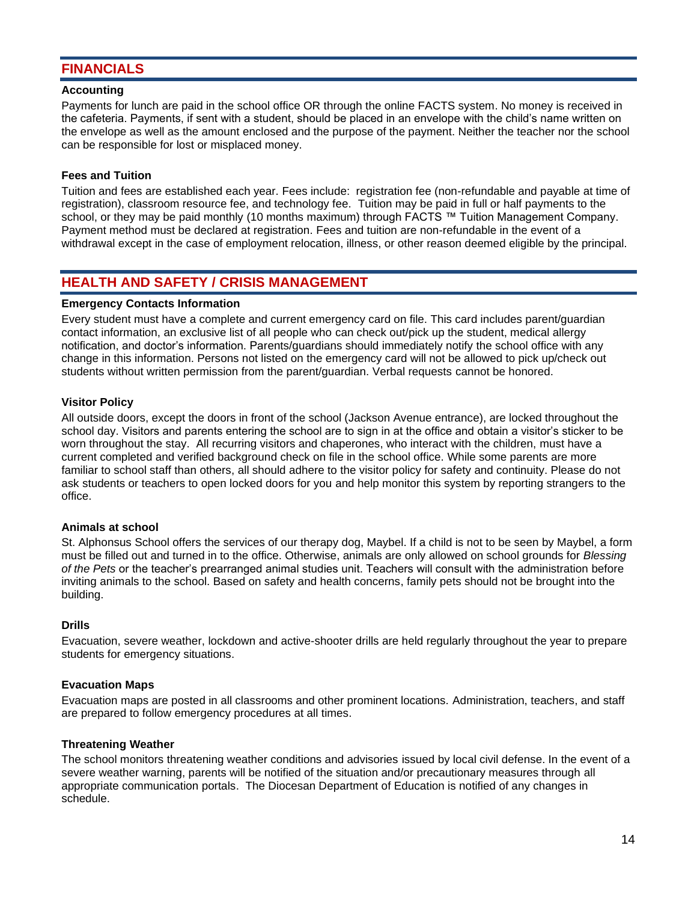## FINANCIALS

**Accounting**

Payments for lunch are paid in the school office OR through the online FACTS system. No money is received in the cafeteria. Payments, if sent with a student, should be placed in an envelope with the child's name written on the envelope as well as the amount enclosed and the purpose of the payment. Neither the teacher nor the school can be responsible for lost or misplaced money.

**Fees and Tuition**

Tuition and fees are established each year. Fees include: registration fee (non-refundable and payable at time of registration), classroom resource fee, and technology fee. Tuition may be paid in full or half payments to the school, or they may be paid monthly (10 months maximum) through FACTS ™ Tuition Management Company. Payment method must be declared at registration. Fees and tuition are non-refundable in the event of a withdrawal except in the case of employment relocation, illness, or other reason deemed eligible by the principal.

## HEALTH AND SAFETY / CRISIS MANAGEMENT

**Emergency Contacts Information**

Every student must have a complete and current emergency card on file. This card includes parent/guardian contact information, an exclusive list of all people who can check out/pick up the student, medical allergy notification, and doctor's information. Parents/guardians should immediately notify the school office with any change in this information. Persons not listed on the emergency card will not be allowed to pick up/check out students without written permission from the parent/guardian. Verbal requests cannot be honored.

**Visitor Policy**

All outside doors, except the doors in front of the school (Jackson Avenue entrance), are locked throughout the school day. Visitors and parents entering the school are to sign in at the office and obtain a visitor's sticker to be worn throughout the stay. All recurring visitors and chaperones, who interact with the children, must have a current completed and verified background check on file in the school office. While some parents are more familiar to school staff than others, all should adhere to the visitor policy for safety and continuity. Please do not ask students or teachers to open locked doors for you and help monitor this system by reporting strangers to the office.

**Animals at school**

St. Alphonsus School offers the services of our therapy dog, Maybel. If a child is not to be seen by Maybel, a form must be filled out and turned in to the office. Otherwise, animals are only allowed on school grounds for *Blessing of the Pets* or the teacher's prearranged animal studies unit. Teachers will consult with the administration before inviting animals to the school. Based on safety and health concerns, family pets should not be brought into the building.

**Drills**

Evacuation, severe weather, lockdown and active-shooter drills are held regularly throughout the year to prepare students for emergency situations.

**Evacuation Maps**

Evacuation maps are posted in all classrooms and other prominent locations. Administration, teachers, and staff are prepared to follow emergency procedures at all times.

**Threatening Weather**

The school monitors threatening weather conditions and advisories issued by local civil defense. In the event of a severe weather warning, parents will be notified of the situation and/or precautionary measures through all appropriate communication portals. The Diocesan Department of Education is notified of any changes in schedule.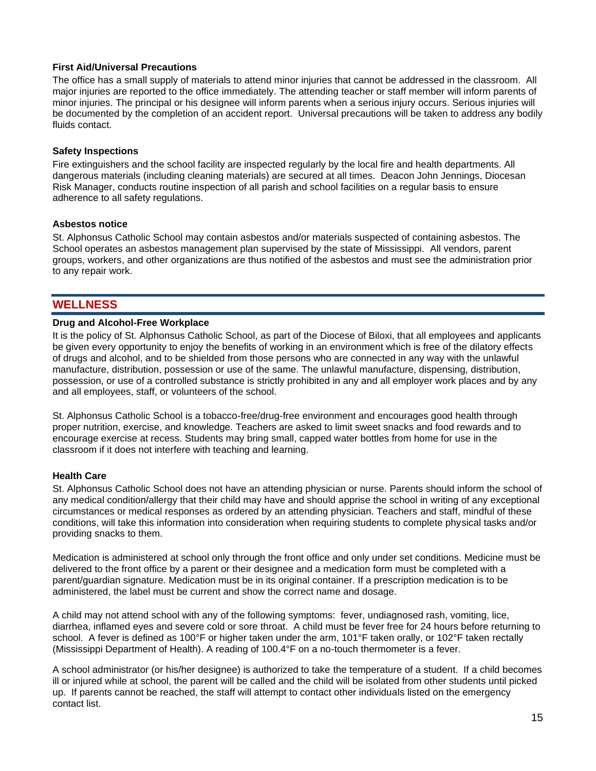### First Aid/Universal Precautions

The office has a small supply of materials to attend minor injuries that cannot be addressed in the classroom. All major injuries are reported to the office immediately. The attending teacher or staff member will inform parents of minor injuries. The principal or his designee will inform parents when a serious injury occurs. Serious injuries will be documented by the completion of an accident report. Universal precautions will be taken to address any bodily fluids contact.

### Safety Inspections

Fire extinguishers and the school facility are inspected regularly by the local fire and health departments. All dangerous materials (including cleaning materials) are secured at all times. Deacon John Jennings, Diocesan Risk Manager, conducts routine inspection of all parish and school facilities on a regular basis to ensure adherence to all safety regulations.

### Asbestos notice

St. Alphonsus Catholic School may contain asbestos and/or materials suspected of containing asbestos. The School operates an asbestos management plan supervised by the state of Mississippi. All vendors, parent groups, workers, and other organizations are thus notified of the asbestos and must see the administration prior to any repair work.

## WELLNESS

### Drug and Alcohol-Free Workplace

It is the policy of St. Alphonsus Catholic School, as part of the Diocese of Biloxi, that all employees and applicants be given every opportunity to enjoy the benefits of working in an environment which is free of the dilatory effects of drugs and alcohol, and to be shielded from those persons who are connected in any way with the unlawful manufacture, distribution, possession or use of the same. The unlawful manufacture, dispensing, distribution, possession, or use of a controlled substance is strictly prohibited in any and all employer work places and by any and all employees, staff, or volunteers of the school.

St. Alphonsus Catholic School is a tobacco-free/drug-free environment and encourages good health through proper nutrition, exercise, and knowledge. Teachers are asked to limit sweet snacks and food rewards and to encourage exercise at recess. Students may bring small, capped water bottles from home for use in the classroom if it does not interfere with teaching and learning.

### Health Care

St. Alphonsus Catholic School does not have an attending physician or nurse. Parents should inform the school of any medical condition/allergy that their child may have and should apprise the school in writing of any exceptional circumstances or medical responses as ordered by an attending physician. Teachers and staff, mindful of these conditions, will take this information into consideration when requiring students to complete physical tasks and/or providing snacks to them.

Medication is administered at school only through the front office and only under set conditions. Medicine must be delivered to the front office by a parent or their designee and a medication form must be completed with a parent/guardian signature. Medication must be in its original container. If a prescription medication is to be administered, the label must be current and show the correct name and dosage.

A child may not attend school with any of the following symptoms: fever, undiagnosed rash, vomiting, lice, diarrhea, inflamed eyes and severe cold or sore throat. A child must be fever free for 24 hours before returning to school. A fever is defined as 100°F or higher taken under the arm, 101°F taken orally, or 102°F taken rectally (Mississippi Department of Health). A reading of 100.4°F on a no-touch thermometer is a fever.

A school administrator (or his/her designee) is authorized to take the temperature of a student. If a child becomes ill or injured while at school, the parent will be called and the child will be isolated from other students until picked up. If parents cannot be reached, the staff will attempt to contact other individuals listed on the emergency contact list.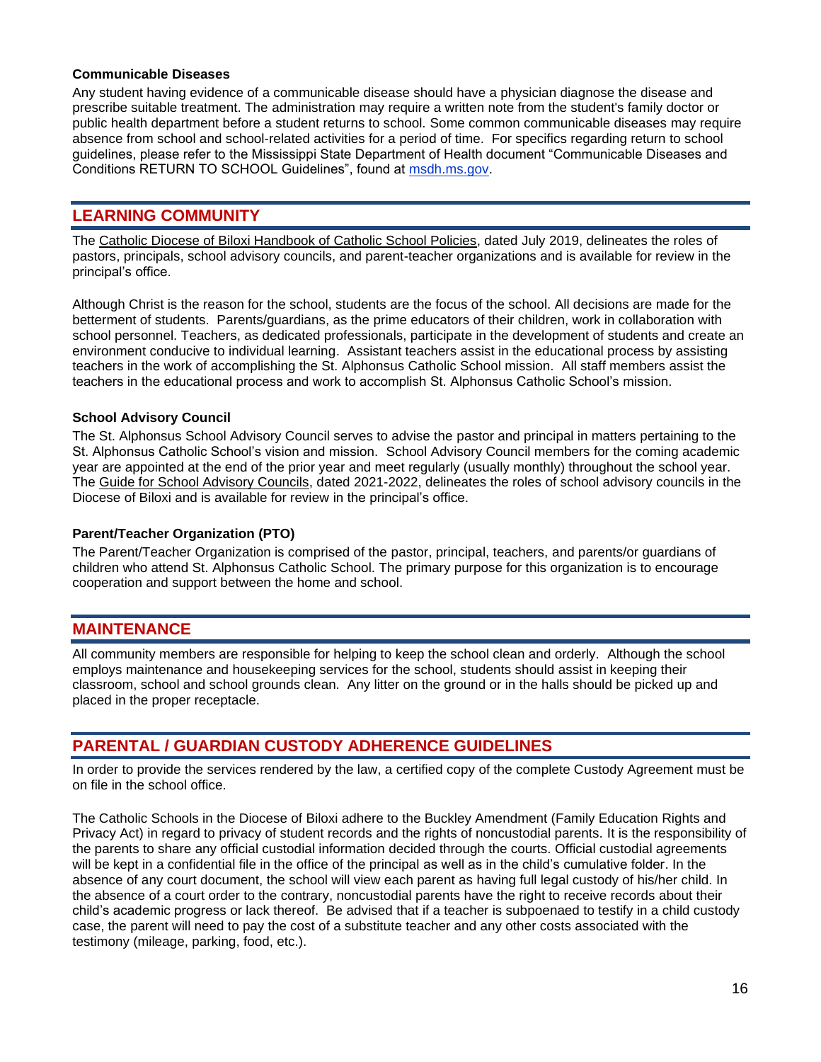### Communicable Diseases

Any student having evidence of a communicable disease should have a physician diagnose the disease and prescribe suitable treatment. The administration may require a written note from the student's family doctor or public health department before a student returns to school. Some common communicable diseases may require absence from school and school-related activities for a period of time. For specifics regarding return to school guidelines, please refer to the Mississippi State Department of Health document "Communicable Diseases and Conditions RETURN TO SCHOOL Guidelines", found at msdh.ms.gov.

## LEARNING COMMUNITY

The Catholic Diocese of Biloxi Handbook of Catholic School Policies, dated July 2019, delineates the roles of pastors, principals, school advisory councils, and parent-teacher organizations and is available for review in the principal's office.

Although Christ is the reason for the school, students are the focus of the school. All decisions are made for the betterment of students. Parents/guardians, as the prime educators of their children, work in collaboration with school personnel. Teachers, as dedicated professionals, participate in the development of students and create an environment conducive to individual learning. Assistant teachers assist in the educational process by assisting teachers in the work of accomplishing the St. Alphonsus Catholic School mission. All staff members assist the teachers in the educational process and work to accomplish St. Alphonsus Catholic School's mission.

### School Advisory Council

The St. Alphonsus School Advisory Council serves to advise the pastor and principal in matters pertaining to the St. Alphonsus Catholic School's vision and mission. School Advisory Council members for the coming academic year are appointed at the end of the prior year and meet regularly (usually monthly) throughout the school year. The Guide for School Advisory Councils, dated 2021-2022, delineates the roles of school advisory councils in the Diocese of Biloxi and is available for review in the principal's office.

### Parent/Teacher Organization (PTO)

The Parent/Teacher Organization is comprised of the pastor, principal, teachers, and parents/or guardians of children who attend St. Alphonsus Catholic School. The primary purpose for this organization is to encourage cooperation and support between the home and school.

## MAINTENANCE

All community members are responsible for helping to keep the school clean and orderly. Although the school employs maintenance and housekeeping services for the school, students should assist in keeping their classroom, school and school grounds clean. Any litter on the ground or in the halls should be picked up and placed in the proper receptacle.

## PARENTAL / GUARDIAN CUSTODY ADHERENCE GUIDELINES

In order to provide the services rendered by the law, a certified copy of the complete Custody Agreement must be on file in the school office.

The Catholic Schools in the Diocese of Biloxi adhere to the Buckley Amendment (Family Education Rights and Privacy Act) in regard to privacy of student records and the rights of noncustodial parents. It is the responsibility of the parents to share any official custodial information decided through the courts. Official custodial agreements will be kept in a confidential file in the office of the principal as well as in the child's cumulative folder. In the absence of any court document, the school will view each parent as having full legal custody of his/her child. In the absence of a court order to the contrary, noncustodial parents have the right to receive records about their child's academic progress or lack thereof. Be advised that if a teacher is subpoenaed to testify in a child custody case, the parent will need to pay the cost of a substitute teacher and any other costs associated with the testimony (mileage, parking, food, etc.).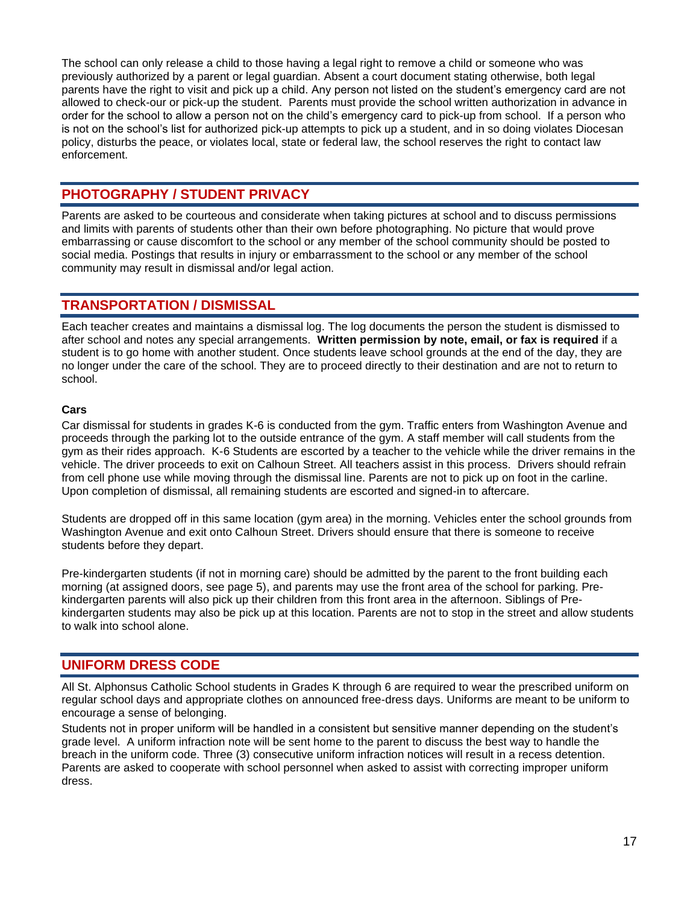The school can only release a child to those having a legal right to remove a child or someone who was previously authorized by a parent or legal guardian. Absent a court document stating otherwise, both legal parents have the right to visit and pick up a child. Any person not listed on the student's emergency card are not allowed to check-our or pick-up the student. Parents must provide the school written authorization in advance in order for the school to allow a person not on the child's emergency card to pick-up from school. If a person who is not on the school's list for authorized pick-up attempts to pick up a student, and in so doing violates Diocesan policy, disturbs the peace, or violates local, state or federal law, the school reserves the right to contact law enforcement.

## PHOTOGRAPHY / STUDENT PRIVACY

Parents are asked to be courteous and considerate when taking pictures at school and to discuss permissions and limits with parents of students other than their own before photographing. No picture that would prove embarrassing or cause discomfort to the school or any member of the school community should be posted to social media. Postings that results in injury or embarrassment to the school or any member of the school community may result in dismissal and/or legal action.

## TRANSPORTATION / DISMISSAL

Each teacher creates and maintains a dismissal log. The log documents the person the student is dismissed to after school and notes any special arrangements. **Written permission by note, email, or fax is required** if a student is to go home with another student. Once students leave school grounds at the end of the day, they are no longer under the care of the school. They are to proceed directly to their destination and are not to return to school.

**Cars**

Car dismissal for students in grades K-6 is conducted from the gym. Traffic enters from Washington Avenue and proceeds through the parking lot to the outside entrance of the gym. A staff member will call students from the gym as their rides approach. K-6 Students are escorted by a teacher to the vehicle while the driver remains in the vehicle. The driver proceeds to exit on Calhoun Street. All teachers assist in this process. Drivers should refrain from cell phone use while moving through the dismissal line. Parents are not to pick up on foot in the carline. Upon completion of dismissal, all remaining students are escorted and signed-in to aftercare.

Students are dropped off in this same location (gym area) in the morning. Vehicles enter the school grounds from Washington Avenue and exit onto Calhoun Street. Drivers should ensure that there is someone to receive students before they depart.

Pre-kindergarten students (if not in morning care) should be admitted by the parent to the front building each morning (at assigned doors, see page 5), and parents may use the front area of the school for parking. Pre-kindergarten parents will also pick up their children from this front area in the afternoon. Siblings of Pre-kindergarten students may also be pick up at this location. Parents are not to stop in the street and allow students to walk into school alone.

## UNIFORM DRESS CODE

All St. Alphonsus Catholic School students in Grades K through 6 are required to wear the prescribed uniform on regular school days and appropriate clothes on announced free-dress days. Uniforms are meant to be uniform to encourage a sense of belonging.

Students not in proper uniform will be handled in a consistent but sensitive manner depending on the student's grade level. A uniform infraction note will be sent home to the parent to discuss the best way to handle the breach in the uniform code. Three (3) consecutive uniform infraction notices will result in a recess detention. Parents are asked to cooperate with school personnel when asked to assist with correcting improper uniform dress.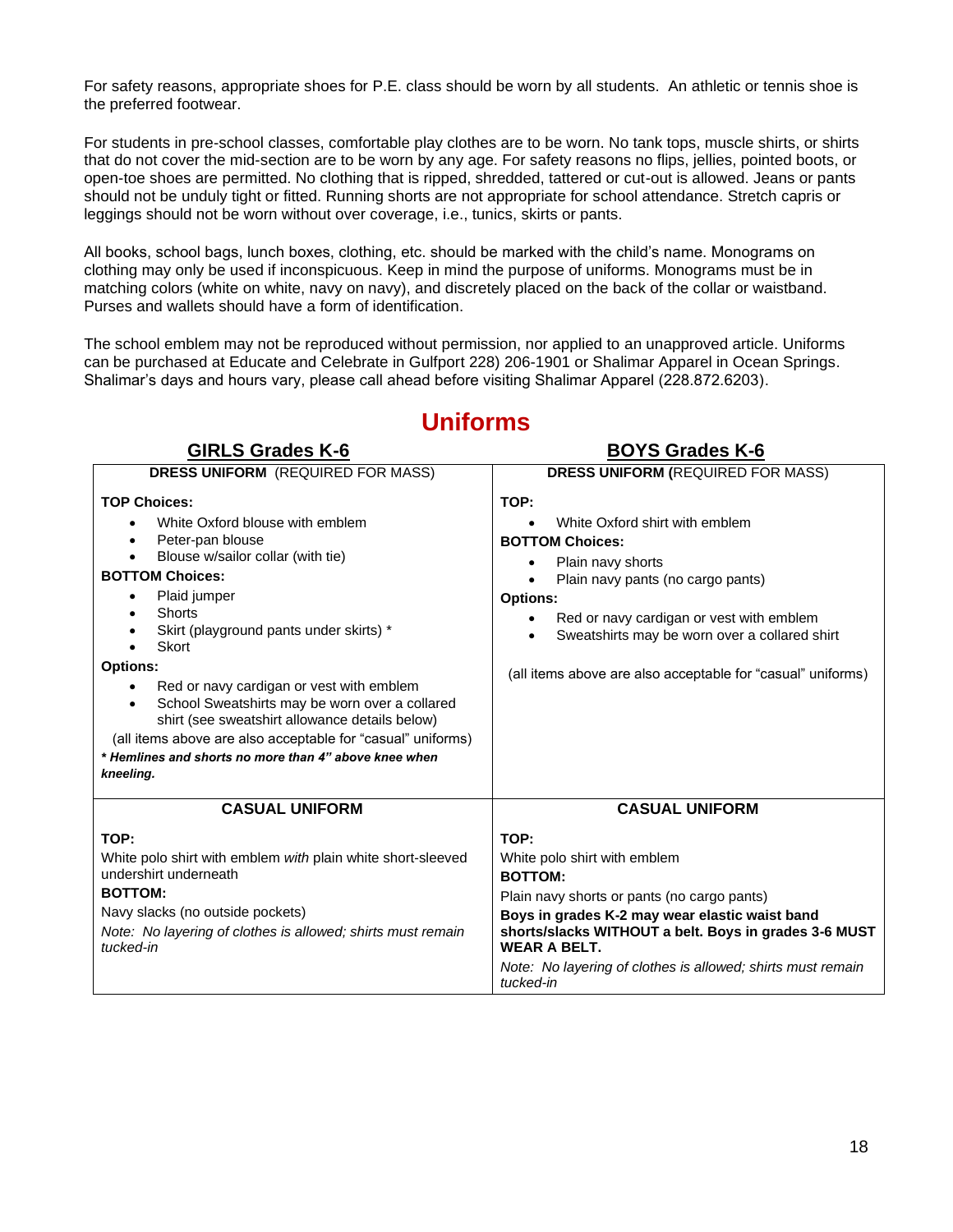For safety reasons, appropriate shoes for P.E. class should be worn by all students. An athletic or tennis shoe is the preferred footwear.

For students in pre-school classes, comfortable play clothes are to be worn. No tank tops, muscle shirts, or shirts that do not cover the mid-section are to be worn by any age. For safety reasons no flips, jellies, pointed boots, or open-toe shoes are permitted. No clothing that is ripped, shredded, tattered or cut-out is allowed. Jeans or pants should not be unduly tight or fitted. Running shorts are not appropriate for school attendance. Stretch capris or leggings should not be worn without over coverage, i.e., tunics, skirts or pants.

All books, school bags, lunch boxes, clothing, etc. should be marked with the child's name. Monograms on clothing may only be used if inconspicuous. Keep in mind the purpose of uniforms. Monograms must be in matching colors (white on white, navy on navy), and discretely placed on the back of the collar or waistband. Purses and wallets should have a form of identification.

The school emblem may not be reproduced without permission, nor applied to an unapproved article. Uniforms can be purchased at Educate and Celebrate in Gulfport 228) 206-1901 or Shalimar Apparel in Ocean Springs. Shalimar's days and hours vary, please call ahead before visiting Shalimar Apparel (228.872.6203).

# Uniforms

| GIRLS Grades K-6 | BOYS Grades K-6 |
|---|---|
| **DRESS UNIFORM** (REQUIRED FOR MASS) | **DRESS UNIFORM (**REQUIRED FOR MASS) |
| **TOP Choices:**<br>• White Oxford blouse with emblem<br>• Peter-pan blouse<br>• Blouse w/sailor collar (with tie)<br>**BOTTOM Choices:**<br>• Plaid jumper<br>• Shorts<br>• Skirt (playground pants under skirts) *<br>• Skort<br>**Options:**<br>• Red or navy cardigan or vest with emblem<br>• School Sweatshirts may be worn over a collared shirt (see sweatshirt allowance details below)<br>(all items above are also acceptable for "casual" uniforms)<br>***\* Hemlines and shorts no more than 4" above knee when kneeling.*** | **TOP:**<br>• White Oxford shirt with emblem<br>**BOTTOM Choices:**<br>• Plain navy shorts<br>• Plain navy pants (no cargo pants)<br>**Options:**<br>• Red or navy cardigan or vest with emblem<br>• Sweatshirts may be worn over a collared shirt<br>(all items above are also acceptable for "casual" uniforms) |
| **CASUAL UNIFORM** | **CASUAL UNIFORM** |
| **TOP:**<br>White polo shirt with emblem *with* plain white short-sleeved undershirt underneath<br>**BOTTOM:**<br>Navy slacks (no outside pockets)<br>*Note: No layering of clothes is allowed; shirts must remain tucked-in* | **TOP:**<br>White polo shirt with emblem<br>**BOTTOM:**<br>Plain navy shorts or pants (no cargo pants)<br>**Boys in grades K-2 may wear elastic waist band shorts/slacks WITHOUT a belt. Boys in grades 3-6 MUST WEAR A BELT.**<br>*Note: No layering of clothes is allowed; shirts must remain tucked-in* |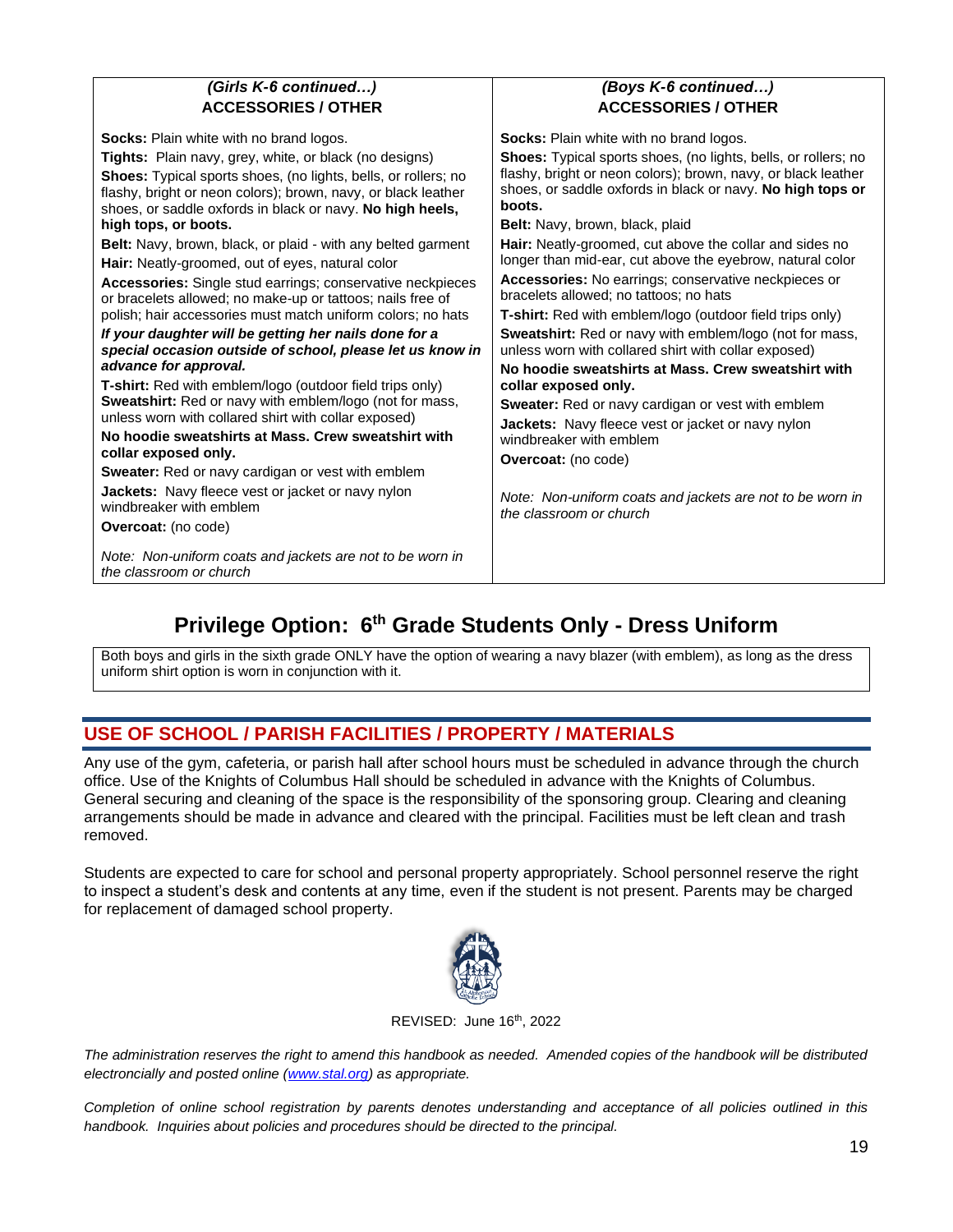| *(Girls K-6 continued…)* **ACCESSORIES / OTHER** | *(Boys K-6 continued…)* **ACCESSORIES / OTHER** |
| --- | --- |
| **Socks:** Plain white with no brand logos.<br>**Tights:** Plain navy, grey, white, or black (no designs)<br>**Shoes:** Typical sports shoes, (no lights, bells, or rollers; no flashy, bright or neon colors); brown, navy, or black leather shoes, or saddle oxfords in black or navy. **No high heels, high tops, or boots.**<br>**Belt:** Navy, brown, black, or plaid - with any belted garment<br>**Hair:** Neatly-groomed, out of eyes, natural color<br>**Accessories:** Single stud earrings; conservative neckpieces or bracelets allowed; no make-up or tattoos; nails free of polish; hair accessories must match uniform colors; no hats<br>***If your daughter will be getting her nails done for a special occasion outside of school, please let us know in advance for approval.***<br>**T-shirt:** Red with emblem/logo (outdoor field trips only)<br>**Sweatshirt:** Red or navy with emblem/logo (not for mass, unless worn with collared shirt with collar exposed)<br>**No hoodie sweatshirts at Mass. Crew sweatshirt with collar exposed only.**<br>**Sweater:** Red or navy cardigan or vest with emblem<br>**Jackets:** Navy fleece vest or jacket or navy nylon windbreaker with emblem<br>**Overcoat:** (no code)<br>*Note: Non-uniform coats and jackets are not to be worn in the classroom or church* | **Socks:** Plain white with no brand logos.<br>**Shoes:** Typical sports shoes, (no lights, bells, or rollers; no flashy, bright or neon colors); brown, navy, or black leather shoes, or saddle oxfords in black or navy. **No high tops or boots.**<br>**Belt:** Navy, brown, black, plaid<br>**Hair:** Neatly-groomed, cut above the collar and sides no longer than mid-ear, cut above the eyebrow, natural color<br>**Accessories:** No earrings; conservative neckpieces or bracelets allowed; no tattoos; no hats<br>**T-shirt:** Red with emblem/logo (outdoor field trips only)<br>**Sweatshirt:** Red or navy with emblem/logo (not for mass, unless worn with collared shirt with collar exposed)<br>**No hoodie sweatshirts at Mass. Crew sweatshirt with collar exposed only.**<br>**Sweater:** Red or navy cardigan or vest with emblem<br>**Jackets:** Navy fleece vest or jacket or navy nylon windbreaker with emblem<br>**Overcoat:** (no code)<br>*Note: Non-uniform coats and jackets are not to be worn in the classroom or church* |

## Privilege Option: 6th Grade Students Only - Dress Uniform

Both boys and girls in the sixth grade ONLY have the option of wearing a navy blazer (with emblem), as long as the dress uniform shirt option is worn in conjunction with it.

## USE OF SCHOOL / PARISH FACILITIES / PROPERTY / MATERIALS

Any use of the gym, cafeteria, or parish hall after school hours must be scheduled in advance through the church office. Use of the Knights of Columbus Hall should be scheduled in advance with the Knights of Columbus. General securing and cleaning of the space is the responsibility of the sponsoring group. Clearing and cleaning arrangements should be made in advance and cleared with the principal. Facilities must be left clean and trash removed.

Students are expected to care for school and personal property appropriately. School personnel reserve the right to inspect a student's desk and contents at any time, even if the student is not present. Parents may be charged for replacement of damaged school property.

REVISED: June 16th, 2022

*The administration reserves the right to amend this handbook as needed. Amended copies of the handbook will be distributed electroncially and posted online ([www.stal.org](www.stal.org)) as appropriate.*

*Completion of online school registration by parents denotes understanding and acceptance of all policies outlined in this handbook. Inquiries about policies and procedures should be directed to the principal.*